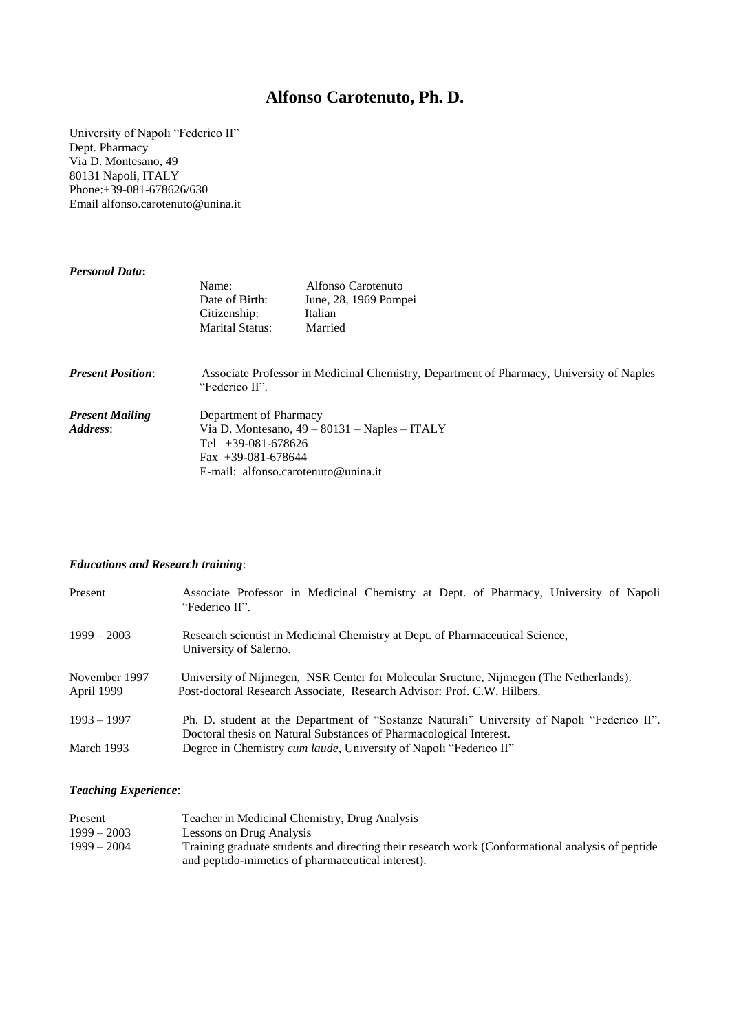# Alfonso Carotenuto, Ph. D.

University of Napoli "Federico II"
Dept. Pharmacy
Via D. Montesano, 49
80131 Napoli, ITALY
Phone:+39-081-678626/630
Email alfonso.carotenuto@unina.it

***Personal Data*:**

| | |
|---|---|
| Name: | Alfonso Carotenuto |
| Date of Birth: | June, 28, 1969 Pompei |
| Citizenship: | Italian |
| Marital Status: | Married |

***Present Position***: Associate Professor in Medicinal Chemistry, Department of Pharmacy, University of Naples "Federico II".

***Present Mailing Address***:
Department of Pharmacy
Via D. Montesano, 49 – 80131 – Naples – ITALY
Tel +39-081-678626
Fax +39-081-678644
E-mail: alfonso.carotenuto@unina.it

***Educations and Research training***:

| | |
|---|---|
| Present | Associate Professor in Medicinal Chemistry at Dept. of Pharmacy, University of Napoli "Federico II". |
| 1999 – 2003 | Research scientist in Medicinal Chemistry at Dept. of Pharmaceutical Science, University of Salerno. |
| November 1997 April 1999 | University of Nijmegen, NSR Center for Molecular Sructure, Nijmegen (The Netherlands). Post-doctoral Research Associate, Research Advisor: Prof. C.W. Hilbers. |
| 1993 – 1997 | Ph. D. student at the Department of "Sostanze Naturali" University of Napoli "Federico II". Doctoral thesis on Natural Substances of Pharmacological Interest. |
| March 1993 | Degree in Chemistry *cum laude*, University of Napoli "Federico II" |

***Teaching Experience***:

| | |
|---|---|
| Present | Teacher in Medicinal Chemistry, Drug Analysis |
| 1999 – 2003 | Lessons on Drug Analysis |
| 1999 – 2004 | Training graduate students and directing their research work (Conformational analysis of peptide and peptido-mimetics of pharmaceutical interest). |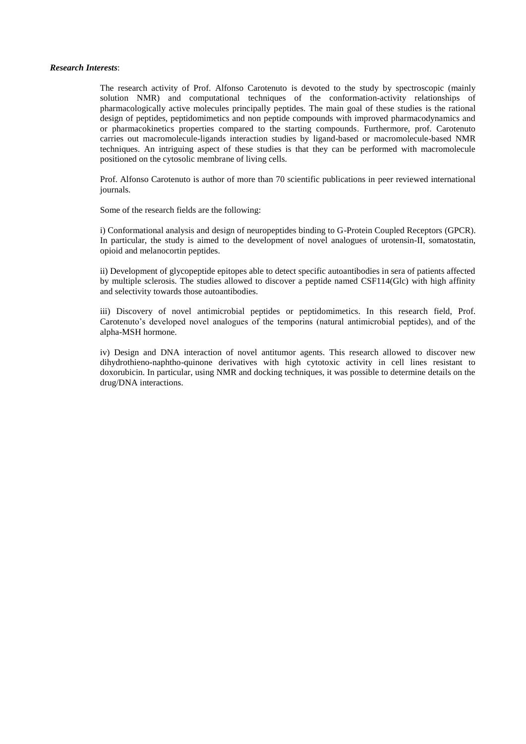***Research Interests***:

The research activity of Prof. Alfonso Carotenuto is devoted to the study by spectroscopic (mainly solution NMR) and computational techniques of the conformation-activity relationships of pharmacologically active molecules principally peptides. The main goal of these studies is the rational design of peptides, peptidomimetics and non peptide compounds with improved pharmacodynamics and or pharmacokinetics properties compared to the starting compounds. Furthermore, prof. Carotenuto carries out macromolecule-ligands interaction studies by ligand-based or macromolecule-based NMR techniques. An intriguing aspect of these studies is that they can be performed with macromolecule positioned on the cytosolic membrane of living cells.

Prof. Alfonso Carotenuto is author of more than 70 scientific publications in peer reviewed international journals.

Some of the research fields are the following:

i) Conformational analysis and design of neuropeptides binding to G-Protein Coupled Receptors (GPCR). In particular, the study is aimed to the development of novel analogues of urotensin-II, somatostatin, opioid and melanocortin peptides.

ii) Development of glycopeptide epitopes able to detect specific autoantibodies in sera of patients affected by multiple sclerosis. The studies allowed to discover a peptide named CSF114(Glc) with high affinity and selectivity towards those autoantibodies.

iii) Discovery of novel antimicrobial peptides or peptidomimetics. In this research field, Prof. Carotenuto's developed novel analogues of the temporins (natural antimicrobial peptides), and of the alpha-MSH hormone.

iv) Design and DNA interaction of novel antitumor agents. This research allowed to discover new dihydrothieno-naphtho-quinone derivatives with high cytotoxic activity in cell lines resistant to doxorubicin. In particular, using NMR and docking techniques, it was possible to determine details on the drug/DNA interactions.